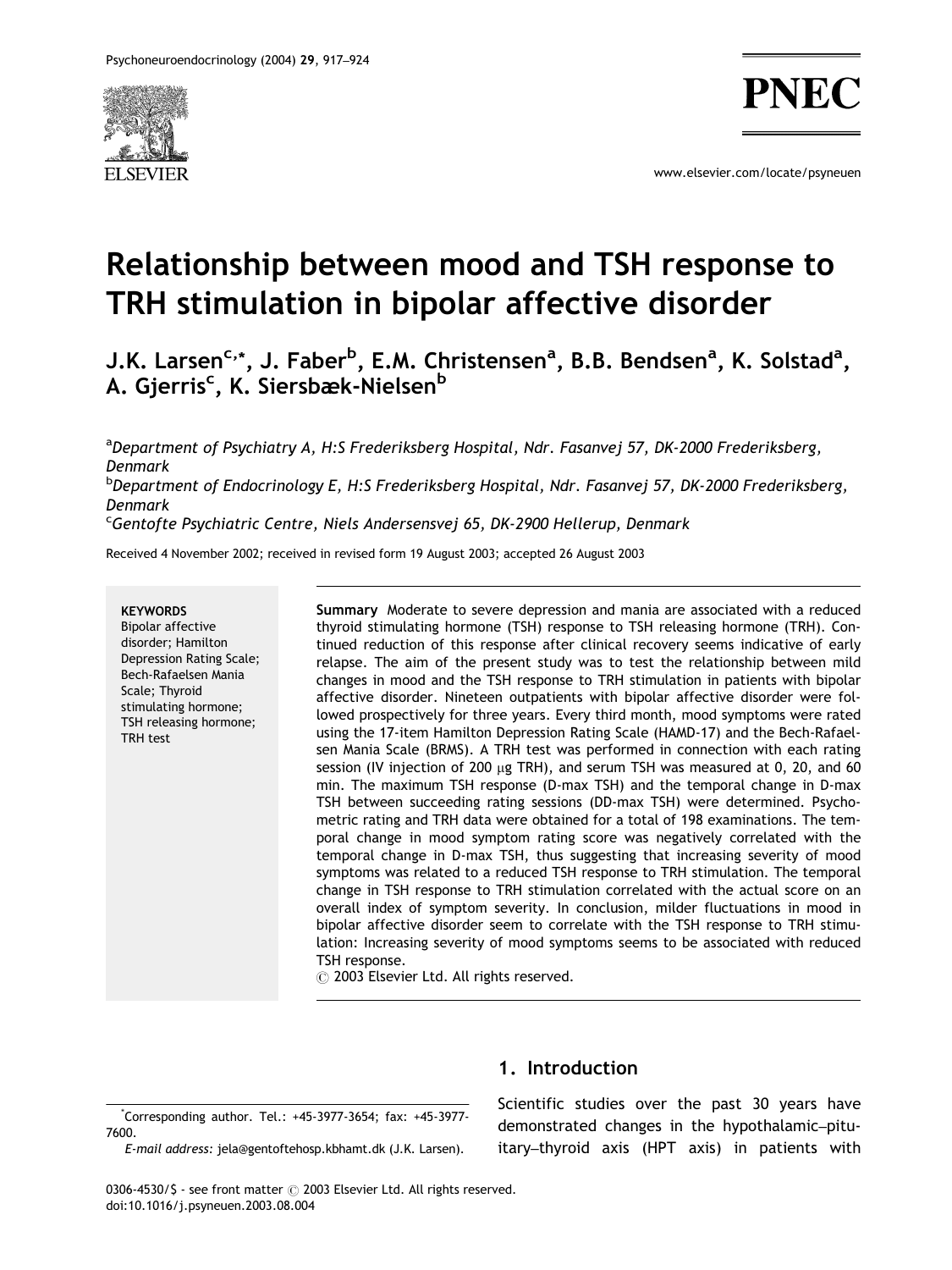# Relationship between mood and TSH response to TRH stimulation in bipolar affective disorder

J.K. Larsen[c,*], J. Faber[b], E.M. Christensen[a], B.B. Bendsen[a], K. Solstad[a], A. Gjerris[c], K. Siersbæk-Nielsen[b]

[a]*Department of Psychiatry A, H:S Frederiksberg Hospital, Ndr. Fasanvej 57, DK-2000 Frederiksberg, Denmark*

[b]*Department of Endocrinology E, H:S Frederiksberg Hospital, Ndr. Fasanvej 57, DK-2000 Frederiksberg, Denmark*

[c]*Gentofte Psychiatric Centre, Niels Andersensvej 65, DK-2900 Hellerup, Denmark*

Received 4 November 2002; received in revised form 19 August 2003; accepted 26 August 2003

**KEYWORDS**
Bipolar affective disorder; Hamilton Depression Rating Scale; Bech-Rafaelsen Mania Scale; Thyroid stimulating hormone; TSH releasing hormone; TRH test

**Summary** Moderate to severe depression and mania are associated with a reduced thyroid stimulating hormone (TSH) response to TSH releasing hormone (TRH). Continued reduction of this response after clinical recovery seems indicative of early relapse. The aim of the present study was to test the relationship between mild changes in mood and the TSH response to TRH stimulation in patients with bipolar affective disorder. Nineteen outpatients with bipolar affective disorder were followed prospectively for three years. Every third month, mood symptoms were rated using the 17-item Hamilton Depression Rating Scale (HAMD-17) and the Bech-Rafaelsen Mania Scale (BRMS). A TRH test was performed in connection with each rating session (IV injection of 200 μg TRH), and serum TSH was measured at 0, 20, and 60 min. The maximum TSH response (D-max TSH) and the temporal change in D-max TSH between succeeding rating sessions (DD-max TSH) were determined. Psychometric rating and TRH data were obtained for a total of 198 examinations. The temporal change in mood symptom rating score was negatively correlated with the temporal change in D-max TSH, thus suggesting that increasing severity of mood symptoms was related to a reduced TSH response to TRH stimulation. The temporal change in TSH response to TRH stimulation correlated with the actual score on an overall index of symptom severity. In conclusion, milder fluctuations in mood in bipolar affective disorder seem to correlate with the TSH response to TRH stimulation: Increasing severity of mood symptoms seems to be associated with reduced TSH response.
© 2003 Elsevier Ltd. All rights reserved.

## 1. Introduction

Scientific studies over the past 30 years have demonstrated changes in the hypothalamic–pituitary–thyroid axis (HPT axis) in patients with

*Corresponding author. Tel.: +45-3977-3654; fax: +45-3977-7600.
*E-mail address:* jela@gentoftehosp.kbhamt.dk (J.K. Larsen).

0306-4530/$ - see front matter © 2003 Elsevier Ltd. All rights reserved.
doi:10.1016/j.psyneuen.2003.08.004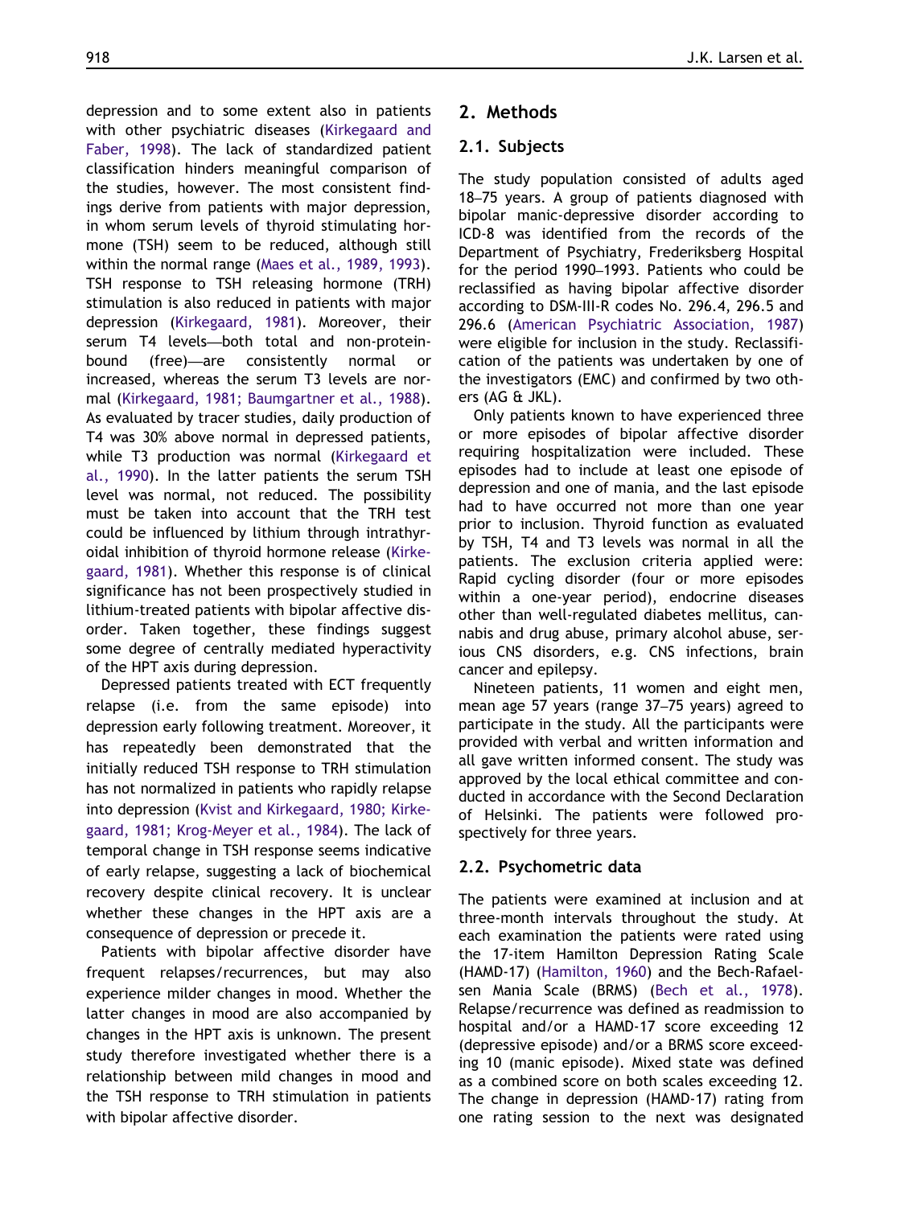depression and to some extent also in patients with other psychiatric diseases (Kirkegaard and Faber, 1998). The lack of standardized patient classification hinders meaningful comparison of the studies, however. The most consistent findings derive from patients with major depression, in whom serum levels of thyroid stimulating hormone (TSH) seem to be reduced, although still within the normal range (Maes et al., 1989, 1993). TSH response to TSH releasing hormone (TRH) stimulation is also reduced in patients with major depression (Kirkegaard, 1981). Moreover, their serum T4 levels—both total and non-protein-bound (free)—are consistently normal or increased, whereas the serum T3 levels are normal (Kirkegaard, 1981; Baumgartner et al., 1988). As evaluated by tracer studies, daily production of T4 was 30% above normal in depressed patients, while T3 production was normal (Kirkegaard et al., 1990). In the latter patients the serum TSH level was normal, not reduced. The possibility must be taken into account that the TRH test could be influenced by lithium through intrathyroidal inhibition of thyroid hormone release (Kirkegaard, 1981). Whether this response is of clinical significance has not been prospectively studied in lithium-treated patients with bipolar affective disorder. Taken together, these findings suggest some degree of centrally mediated hyperactivity of the HPT axis during depression.

Depressed patients treated with ECT frequently relapse (i.e. from the same episode) into depression early following treatment. Moreover, it has repeatedly been demonstrated that the initially reduced TSH response to TRH stimulation has not normalized in patients who rapidly relapse into depression (Kvist and Kirkegaard, 1980; Kirkegaard, 1981; Krog-Meyer et al., 1984). The lack of temporal change in TSH response seems indicative of early relapse, suggesting a lack of biochemical recovery despite clinical recovery. It is unclear whether these changes in the HPT axis are a consequence of depression or precede it.

Patients with bipolar affective disorder have frequent relapses/recurrences, but may also experience milder changes in mood. Whether the latter changes in mood are also accompanied by changes in the HPT axis is unknown. The present study therefore investigated whether there is a relationship between mild changes in mood and the TSH response to TRH stimulation in patients with bipolar affective disorder.

## 2. Methods

### 2.1. Subjects

The study population consisted of adults aged 18–75 years. A group of patients diagnosed with bipolar manic-depressive disorder according to ICD-8 was identified from the records of the Department of Psychiatry, Frederiksberg Hospital for the period 1990–1993. Patients who could be reclassified as having bipolar affective disorder according to DSM-III-R codes No. 296.4, 296.5 and 296.6 (American Psychiatric Association, 1987) were eligible for inclusion in the study. Reclassification of the patients was undertaken by one of the investigators (EMC) and confirmed by two others (AG & JKL).

Only patients known to have experienced three or more episodes of bipolar affective disorder requiring hospitalization were included. These episodes had to include at least one episode of depression and one of mania, and the last episode had to have occurred not more than one year prior to inclusion. Thyroid function as evaluated by TSH, T4 and T3 levels was normal in all the patients. The exclusion criteria applied were: Rapid cycling disorder (four or more episodes within a one-year period), endocrine diseases other than well-regulated diabetes mellitus, cannabis and drug abuse, primary alcohol abuse, serious CNS disorders, e.g. CNS infections, brain cancer and epilepsy.

Nineteen patients, 11 women and eight men, mean age 57 years (range 37–75 years) agreed to participate in the study. All the participants were provided with verbal and written information and all gave written informed consent. The study was approved by the local ethical committee and conducted in accordance with the Second Declaration of Helsinki. The patients were followed prospectively for three years.

### 2.2. Psychometric data

The patients were examined at inclusion and at three-month intervals throughout the study. At each examination the patients were rated using the 17-item Hamilton Depression Rating Scale (HAMD-17) (Hamilton, 1960) and the Bech-Rafaelsen Mania Scale (BRMS) (Bech et al., 1978). Relapse/recurrence was defined as readmission to hospital and/or a HAMD-17 score exceeding 12 (depressive episode) and/or a BRMS score exceeding 10 (manic episode). Mixed state was defined as a combined score on both scales exceeding 12. The change in depression (HAMD-17) rating from one rating session to the next was designated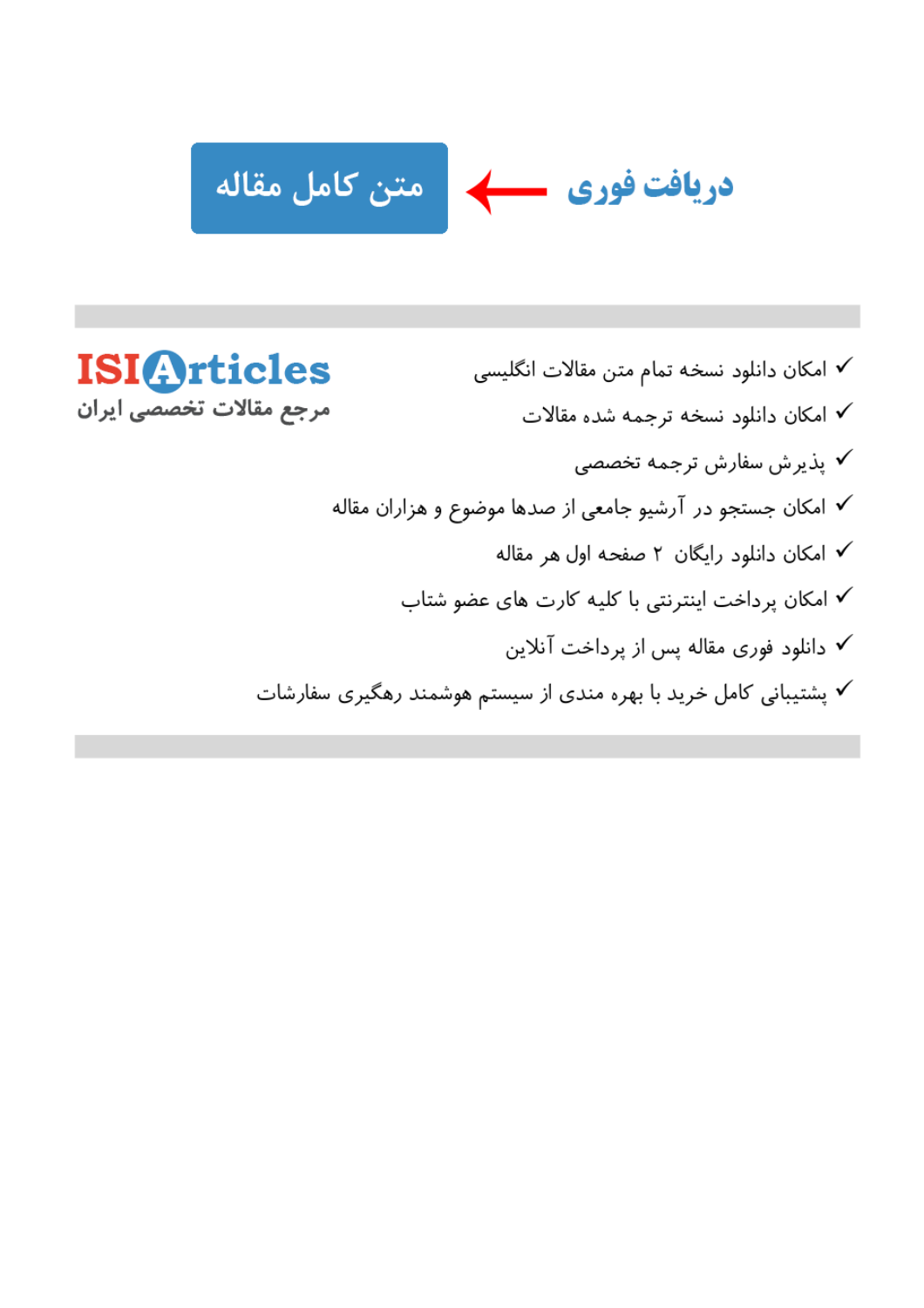دریافت فوری ← متن کامل مقاله

**ISIArticles**
مرجع مقالات تخصصی ایران

- ✓ امکان دانلود نسخه تمام متن مقالات انگلیسی
- ✓ امکان دانلود نسخه ترجمه شده مقالات
- ✓ پذیرش سفارش ترجمه تخصصی
- ✓ امکان جستجو در آرشیو جامعی از صدها موضوع و هزاران مقاله
- ✓ امکان دانلود رایگان ۲ صفحه اول هر مقاله
- ✓ امکان پرداخت اینترنتی با کلیه کارت های عضو شتاب
- ✓ دانلود فوری مقاله پس از پرداخت آنلاین
- ✓ پشتیبانی کامل خرید با بهره مندی از سیستم هوشمند رهگیری سفارشات